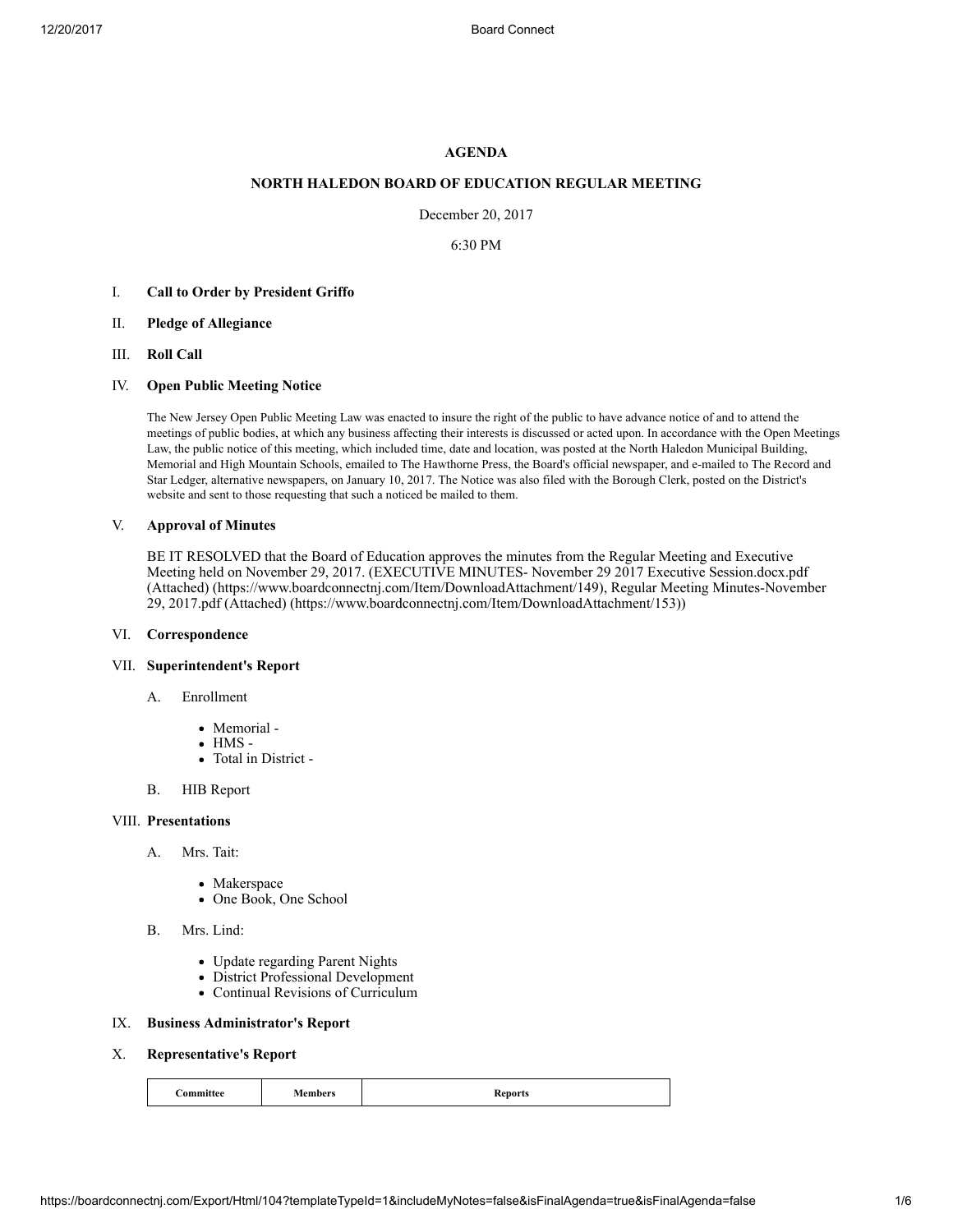# AGENDA

## NORTH HALEDON BOARD OF EDUCATION REGULAR MEETING

December 20, 2017

6:30 PM

I. **Call to Order by President Griffo**

II. **Pledge of Allegiance**

III. **Roll Call**

IV. **Open Public Meeting Notice**

The New Jersey Open Public Meeting Law was enacted to insure the right of the public to have advance notice of and to attend the meetings of public bodies, at which any business affecting their interests is discussed or acted upon. In accordance with the Open Meetings Law, the public notice of this meeting, which included time, date and location, was posted at the North Haledon Municipal Building, Memorial and High Mountain Schools, emailed to The Hawthorne Press, the Board's official newspaper, and e-mailed to The Record and Star Ledger, alternative newspapers, on January 10, 2017. The Notice was also filed with the Borough Clerk, posted on the District's website and sent to those requesting that such a noticed be mailed to them.

V. **Approval of Minutes**

BE IT RESOLVED that the Board of Education approves the minutes from the Regular Meeting and Executive Meeting held on November 29, 2017. (EXECUTIVE MINUTES- November 29 2017 Executive Session.docx.pdf (Attached) (https://www.boardconnectnj.com/Item/DownloadAttachment/149), Regular Meeting Minutes-November 29, 2017.pdf (Attached) (https://www.boardconnectnj.com/Item/DownloadAttachment/153))

VI. **Correspondence**

VII. **Superintendent's Report**

A. Enrollment

- Memorial -
- HMS -
- Total in District -

B. HIB Report

VIII. **Presentations**

A. Mrs. Tait:

- Makerspace
- One Book, One School

B. Mrs. Lind:

- Update regarding Parent Nights
- District Professional Development
- Continual Revisions of Curriculum

IX. **Business Administrator's Report**

X. **Representative's Report**

| Committee | Members | Reports |
|---|---|---|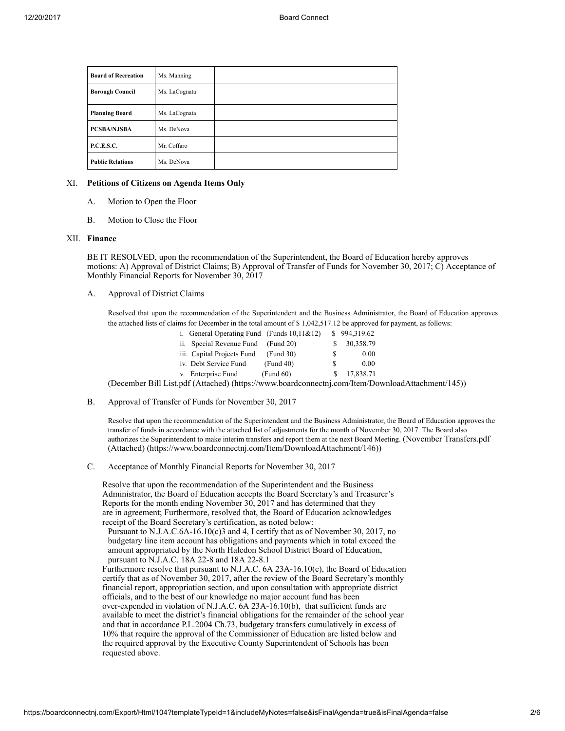| Board of Recreation | Ms. Manning | |
|---|---|---|
| Borough Council | Ms. LaCognata | |
| Planning Board | Ms. LaCognata | |
| PCSBA/NJSBA | Ms. DeNova | |
| P.C.E.S.C. | Mr. Coffaro | |
| Public Relations | Ms. DeNova | |

XI. **Petitions of Citizens on Agenda Items Only**

A. Motion to Open the Floor

B. Motion to Close the Floor

XII. **Finance**

BE IT RESOLVED, upon the recommendation of the Superintendent, the Board of Education hereby approves motions: A) Approval of District Claims; B) Approval of Transfer of Funds for November 30, 2017; C) Acceptance of Monthly Financial Reports for November 30, 2017

A. Approval of District Claims

Resolved that upon the recommendation of the Superintendent and the Business Administrator, the Board of Education approves the attached lists of claims for December in the total amount of $ 1,042,517.12 be approved for payment, as follows:

| | | |
|---|---|---|
| i. General Operating Fund | (Funds 10,11&12) | $ 994,319.62 |
| ii. Special Revenue Fund | (Fund 20) | $ 30,358.79 |
| iii. Capital Projects Fund | (Fund 30) | $ 0.00 |
| iv. Debt Service Fund | (Fund 40) | $ 0.00 |
| v. Enterprise Fund | (Fund 60) | $ 17,838.71 |

(December Bill List.pdf (Attached) (https://www.boardconnectnj.com/Item/DownloadAttachment/145))

B. Approval of Transfer of Funds for November 30, 2017

Resolve that upon the recommendation of the Superintendent and the Business Administrator, the Board of Education approves the transfer of funds in accordance with the attached list of adjustments for the month of November 30, 2017. The Board also authorizes the Superintendent to make interim transfers and report them at the next Board Meeting. (November Transfers.pdf (Attached) (https://www.boardconnectnj.com/Item/DownloadAttachment/146))

C. Acceptance of Monthly Financial Reports for November 30, 2017

Resolve that upon the recommendation of the Superintendent and the Business Administrator, the Board of Education accepts the Board Secretary's and Treasurer's Reports for the month ending November 30, 2017 and has determined that they are in agreement; Furthermore, resolved that, the Board of Education acknowledges receipt of the Board Secretary's certification, as noted below:

Pursuant to N.J.A.C.6A-16.10(c)3 and 4, I certify that as of November 30, 2017, no budgetary line item account has obligations and payments which in total exceed the amount appropriated by the North Haledon School District Board of Education, pursuant to N.J.A.C. 18A 22-8 and 18A 22-8.1

Furthermore resolve that pursuant to N.J.A.C. 6A 23A-16.10(c), the Board of Education certify that as of November 30, 2017, after the review of the Board Secretary's monthly financial report, appropriation section, and upon consultation with appropriate district officials, and to the best of our knowledge no major account fund has been over-expended in violation of N.J.A.C. 6A 23A-16.10(b), that sufficient funds are available to meet the district's financial obligations for the remainder of the school year and that in accordance P.L.2004 Ch.73, budgetary transfers cumulatively in excess of 10% that require the approval of the Commissioner of Education are listed below and the required approval by the Executive County Superintendent of Schools has been requested above.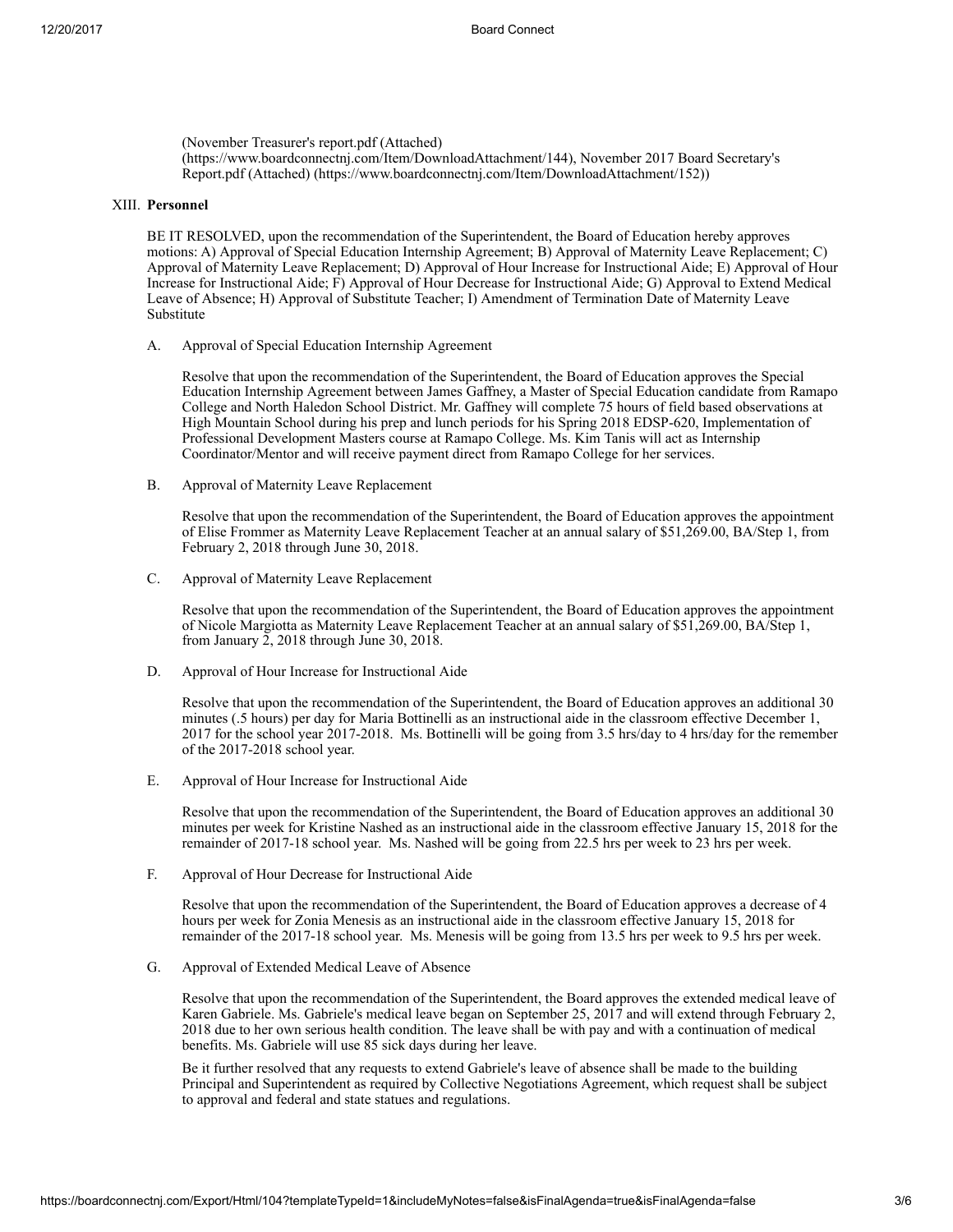(November Treasurer's report.pdf (Attached) (https://www.boardconnectnj.com/Item/DownloadAttachment/144), November 2017 Board Secretary's Report.pdf (Attached) (https://www.boardconnectnj.com/Item/DownloadAttachment/152))

## XIII. **Personnel**

BE IT RESOLVED, upon the recommendation of the Superintendent, the Board of Education hereby approves motions: A) Approval of Special Education Internship Agreement; B) Approval of Maternity Leave Replacement; C) Approval of Maternity Leave Replacement; D) Approval of Hour Increase for Instructional Aide; E) Approval of Hour Increase for Instructional Aide; F) Approval of Hour Decrease for Instructional Aide; G) Approval to Extend Medical Leave of Absence; H) Approval of Substitute Teacher; I) Amendment of Termination Date of Maternity Leave Substitute

A. Approval of Special Education Internship Agreement

Resolve that upon the recommendation of the Superintendent, the Board of Education approves the Special Education Internship Agreement between James Gaffney, a Master of Special Education candidate from Ramapo College and North Haledon School District. Mr. Gaffney will complete 75 hours of field based observations at High Mountain School during his prep and lunch periods for his Spring 2018 EDSP-620, Implementation of Professional Development Masters course at Ramapo College. Ms. Kim Tanis will act as Internship Coordinator/Mentor and will receive payment direct from Ramapo College for her services.

B. Approval of Maternity Leave Replacement

Resolve that upon the recommendation of the Superintendent, the Board of Education approves the appointment of Elise Frommer as Maternity Leave Replacement Teacher at an annual salary of $51,269.00, BA/Step 1, from February 2, 2018 through June 30, 2018.

C. Approval of Maternity Leave Replacement

Resolve that upon the recommendation of the Superintendent, the Board of Education approves the appointment of Nicole Margiotta as Maternity Leave Replacement Teacher at an annual salary of $51,269.00, BA/Step 1, from January 2, 2018 through June 30, 2018.

D. Approval of Hour Increase for Instructional Aide

Resolve that upon the recommendation of the Superintendent, the Board of Education approves an additional 30 minutes (.5 hours) per day for Maria Bottinelli as an instructional aide in the classroom effective December 1, 2017 for the school year 2017-2018. Ms. Bottinelli will be going from 3.5 hrs/day to 4 hrs/day for the remember of the 2017-2018 school year.

E. Approval of Hour Increase for Instructional Aide

Resolve that upon the recommendation of the Superintendent, the Board of Education approves an additional 30 minutes per week for Kristine Nashed as an instructional aide in the classroom effective January 15, 2018 for the remainder of 2017-18 school year. Ms. Nashed will be going from 22.5 hrs per week to 23 hrs per week.

F. Approval of Hour Decrease for Instructional Aide

Resolve that upon the recommendation of the Superintendent, the Board of Education approves a decrease of 4 hours per week for Zonia Menesis as an instructional aide in the classroom effective January 15, 2018 for remainder of the 2017-18 school year. Ms. Menesis will be going from 13.5 hrs per week to 9.5 hrs per week.

G. Approval of Extended Medical Leave of Absence

Resolve that upon the recommendation of the Superintendent, the Board approves the extended medical leave of Karen Gabriele. Ms. Gabriele's medical leave began on September 25, 2017 and will extend through February 2, 2018 due to her own serious health condition. The leave shall be with pay and with a continuation of medical benefits. Ms. Gabriele will use 85 sick days during her leave.

Be it further resolved that any requests to extend Gabriele's leave of absence shall be made to the building Principal and Superintendent as required by Collective Negotiations Agreement, which request shall be subject to approval and federal and state statues and regulations.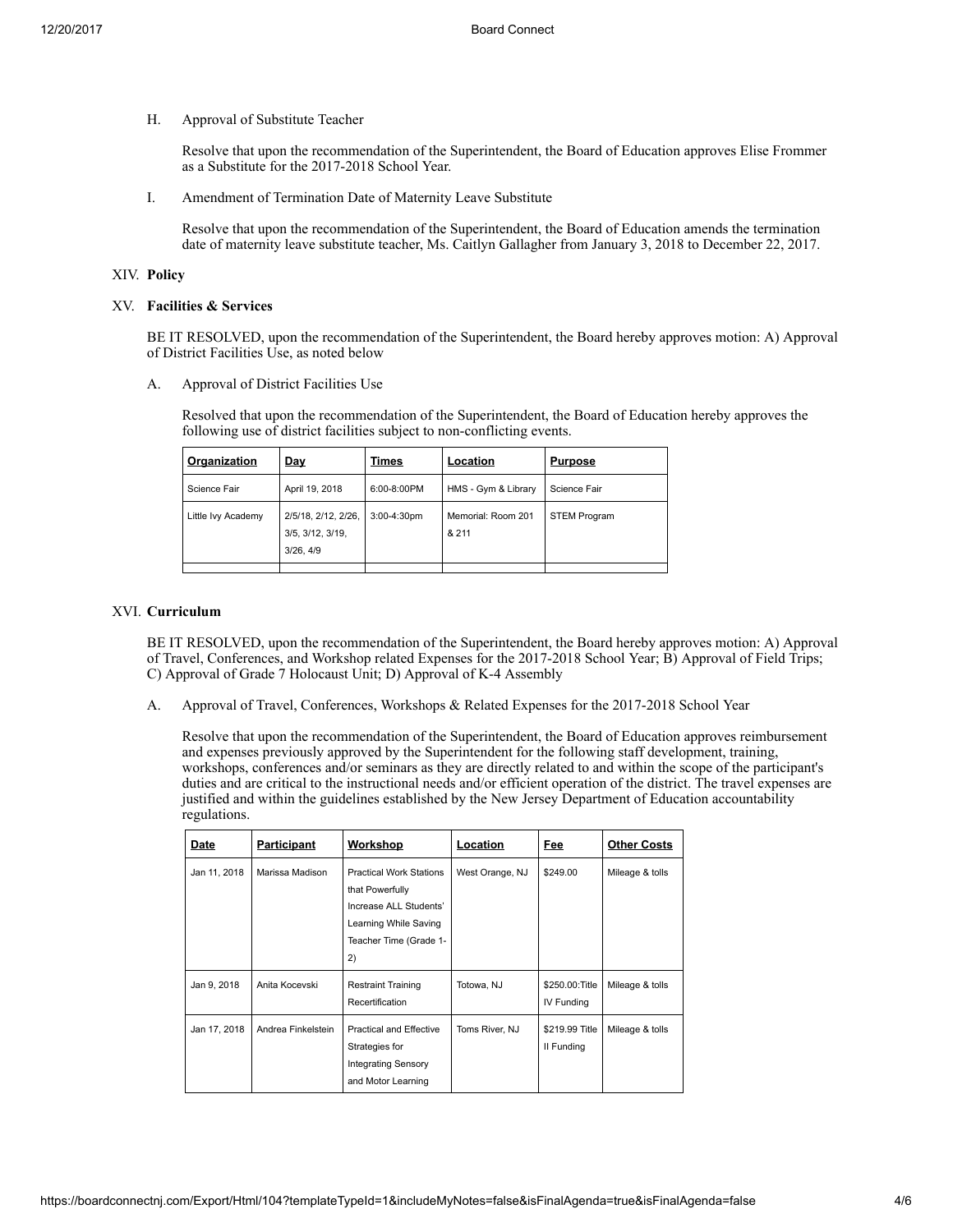H. Approval of Substitute Teacher

Resolve that upon the recommendation of the Superintendent, the Board of Education approves Elise Frommer as a Substitute for the 2017-2018 School Year.

I. Amendment of Termination Date of Maternity Leave Substitute

Resolve that upon the recommendation of the Superintendent, the Board of Education amends the termination date of maternity leave substitute teacher, Ms. Caitlyn Gallagher from January 3, 2018 to December 22, 2017.

## XIV. Policy

## XV. Facilities & Services

BE IT RESOLVED, upon the recommendation of the Superintendent, the Board hereby approves motion: A) Approval of District Facilities Use, as noted below

A. Approval of District Facilities Use

Resolved that upon the recommendation of the Superintendent, the Board of Education hereby approves the following use of district facilities subject to non-conflicting events.

| Organization | Day | Times | Location | Purpose |
|---|---|---|---|---|
| Science Fair | April 19, 2018 | 6:00-8:00PM | HMS - Gym & Library | Science Fair |
| Little Ivy Academy | 2/5/18, 2/12, 2/26, 3/5, 3/12, 3/19, 3/26, 4/9 | 3:00-4:30pm | Memorial: Room 201 & 211 | STEM Program |
| | | | | |

## XVI. Curriculum

BE IT RESOLVED, upon the recommendation of the Superintendent, the Board hereby approves motion: A) Approval of Travel, Conferences, and Workshop related Expenses for the 2017-2018 School Year; B) Approval of Field Trips; C) Approval of Grade 7 Holocaust Unit; D) Approval of K-4 Assembly

A. Approval of Travel, Conferences, Workshops & Related Expenses for the 2017-2018 School Year

Resolve that upon the recommendation of the Superintendent, the Board of Education approves reimbursement and expenses previously approved by the Superintendent for the following staff development, training, workshops, conferences and/or seminars as they are directly related to and within the scope of the participant's duties and are critical to the instructional needs and/or efficient operation of the district. The travel expenses are justified and within the guidelines established by the New Jersey Department of Education accountability regulations.

| Date | Participant | Workshop | Location | Fee | Other Costs |
|---|---|---|---|---|---|
| Jan 11, 2018 | Marissa Madison | Practical Work Stations that Powerfully Increase ALL Students' Learning While Saving Teacher Time (Grade 1-2) | West Orange, NJ | $249.00 | Mileage & tolls |
| Jan 9, 2018 | Anita Kocevski | Restraint Training Recertification | Totowa, NJ | $250.00:Title IV Funding | Mileage & tolls |
| Jan 17, 2018 | Andrea Finkelstein | Practical and Effective Strategies for Integrating Sensory and Motor Learning | Toms River, NJ | $219.99 Title II Funding | Mileage & tolls |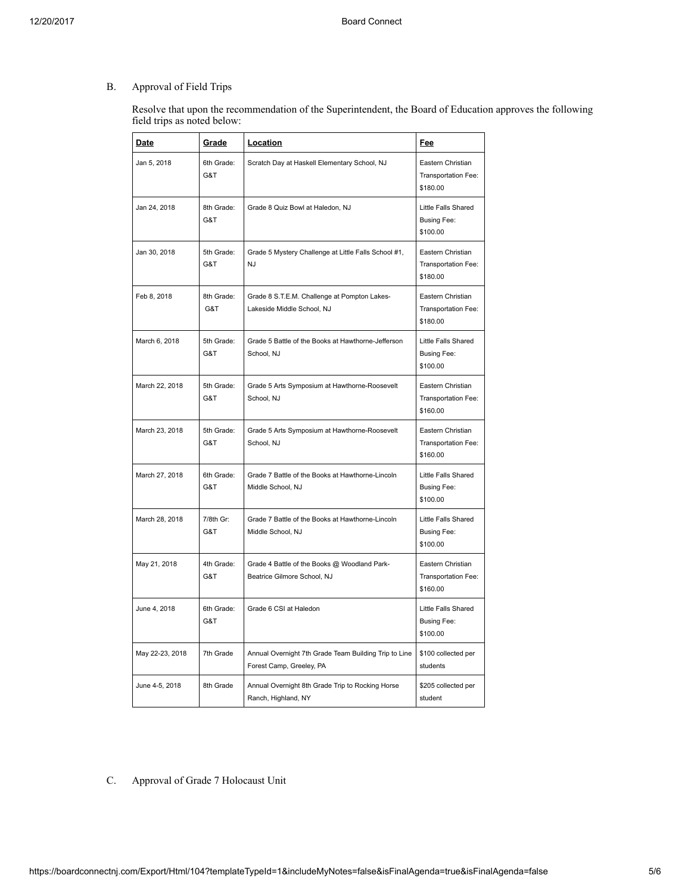B. Approval of Field Trips

Resolve that upon the recommendation of the Superintendent, the Board of Education approves the following field trips as noted below:

| Date | Grade | Location | Fee |
|---|---|---|---|
| Jan 5, 2018 | 6th Grade: G&T | Scratch Day at Haskell Elementary School, NJ | Eastern Christian Transportation Fee: $180.00 |
| Jan 24, 2018 | 8th Grade: G&T | Grade 8 Quiz Bowl at Haledon, NJ | Little Falls Shared Busing Fee: $100.00 |
| Jan 30, 2018 | 5th Grade: G&T | Grade 5 Mystery Challenge at Little Falls School #1, NJ | Eastern Christian Transportation Fee: $180.00 |
| Feb 8, 2018 | 8th Grade: G&T | Grade 8 S.T.E.M. Challenge at Pompton Lakes-Lakeside Middle School, NJ | Eastern Christian Transportation Fee: $180.00 |
| March 6, 2018 | 5th Grade: G&T | Grade 5 Battle of the Books at Hawthorne-Jefferson School, NJ | Little Falls Shared Busing Fee: $100.00 |
| March 22, 2018 | 5th Grade: G&T | Grade 5 Arts Symposium at Hawthorne-Roosevelt School, NJ | Eastern Christian Transportation Fee: $160.00 |
| March 23, 2018 | 5th Grade: G&T | Grade 5 Arts Symposium at Hawthorne-Roosevelt School, NJ | Eastern Christian Transportation Fee: $160.00 |
| March 27, 2018 | 6th Grade: G&T | Grade 7 Battle of the Books at Hawthorne-Lincoln Middle School, NJ | Little Falls Shared Busing Fee: $100.00 |
| March 28, 2018 | 7/8th Gr: G&T | Grade 7 Battle of the Books at Hawthorne-Lincoln Middle School, NJ | Little Falls Shared Busing Fee: $100.00 |
| May 21, 2018 | 4th Grade: G&T | Grade 4 Battle of the Books @ Woodland Park-Beatrice Gilmore School, NJ | Eastern Christian Transportation Fee: $160.00 |
| June 4, 2018 | 6th Grade: G&T | Grade 6 CSI at Haledon | Little Falls Shared Busing Fee: $100.00 |
| May 22-23, 2018 | 7th Grade | Annual Overnight 7th Grade Team Building Trip to Line Forest Camp, Greeley, PA | $100 collected per students |
| June 4-5, 2018 | 8th Grade | Annual Overnight 8th Grade Trip to Rocking Horse Ranch, Highland, NY | $205 collected per student |

C. Approval of Grade 7 Holocaust Unit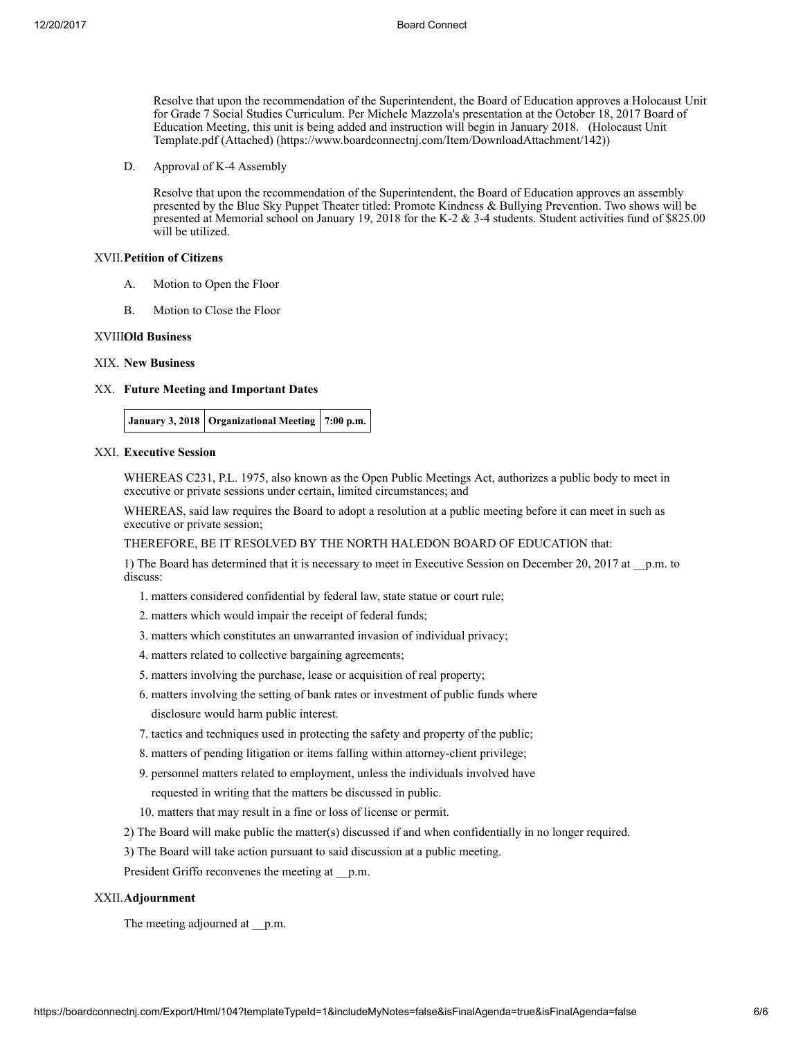Resolve that upon the recommendation of the Superintendent, the Board of Education approves a Holocaust Unit for Grade 7 Social Studies Curriculum. Per Michele Mazzola's presentation at the October 18, 2017 Board of Education Meeting, this unit is being added and instruction will begin in January 2018. (Holocaust Unit Template.pdf (Attached) (https://www.boardconnectnj.com/Item/DownloadAttachment/142))

D. Approval of K-4 Assembly

Resolve that upon the recommendation of the Superintendent, the Board of Education approves an assembly presented by the Blue Sky Puppet Theater titled: Promote Kindness & Bullying Prevention. Two shows will be presented at Memorial school on January 19, 2018 for the K-2 & 3-4 students. Student activities fund of $825.00 will be utilized.

## XVII. Petition of Citizens

A. Motion to Open the Floor

B. Motion to Close the Floor

## XVIII. Old Business

## XIX. New Business

## XX. Future Meeting and Important Dates

| | | |
|---|---|---|
| **January 3, 2018** | **Organizational Meeting** | **7:00 p.m.** |

## XXI. Executive Session

WHEREAS C231, P.L. 1975, also known as the Open Public Meetings Act, authorizes a public body to meet in executive or private sessions under certain, limited circumstances; and

WHEREAS, said law requires the Board to adopt a resolution at a public meeting before it can meet in such as executive or private session;

THEREFORE, BE IT RESOLVED BY THE NORTH HALEDON BOARD OF EDUCATION that:

1) The Board has determined that it is necessary to meet in Executive Session on December 20, 2017 at __p.m. to discuss:

1. matters considered confidential by federal law, state statue or court rule;
2. matters which would impair the receipt of federal funds;
3. matters which constitutes an unwarranted invasion of individual privacy;
4. matters related to collective bargaining agreements;
5. matters involving the purchase, lease or acquisition of real property;
6. matters involving the setting of bank rates or investment of public funds where disclosure would harm public interest.
7. tactics and techniques used in protecting the safety and property of the public;
8. matters of pending litigation or items falling within attorney-client privilege;
9. personnel matters related to employment, unless the individuals involved have requested in writing that the matters be discussed in public.
10. matters that may result in a fine or loss of license or permit.

2) The Board will make public the matter(s) discussed if and when confidentially in no longer required.

3) The Board will take action pursuant to said discussion at a public meeting.

President Griffo reconvenes the meeting at __p.m.

## XXII. Adjournment

The meeting adjourned at __p.m.